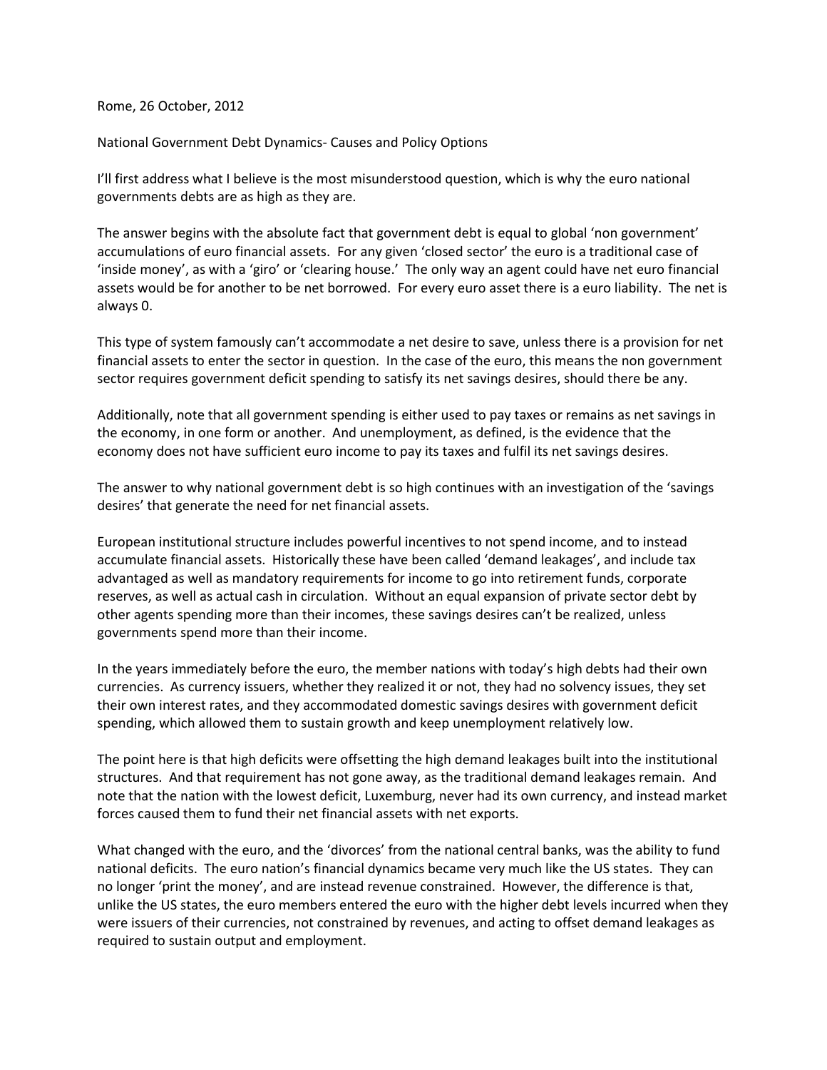Rome, 26 October, 2012

National Government Debt Dynamics- Causes and Policy Options

I'll first address what I believe is the most misunderstood question, which is why the euro national governments debts are as high as they are.

The answer begins with the absolute fact that government debt is equal to global 'non government' accumulations of euro financial assets. For any given 'closed sector' the euro is a traditional case of 'inside money', as with a 'giro' or 'clearing house.' The only way an agent could have net euro financial assets would be for another to be net borrowed. For every euro asset there is a euro liability. The net is always 0.

This type of system famously can't accommodate a net desire to save, unless there is a provision for net financial assets to enter the sector in question. In the case of the euro, this means the non government sector requires government deficit spending to satisfy its net savings desires, should there be any.

Additionally, note that all government spending is either used to pay taxes or remains as net savings in the economy, in one form or another. And unemployment, as defined, is the evidence that the economy does not have sufficient euro income to pay its taxes and fulfil its net savings desires.

The answer to why national government debt is so high continues with an investigation of the 'savings desires' that generate the need for net financial assets.

European institutional structure includes powerful incentives to not spend income, and to instead accumulate financial assets. Historically these have been called 'demand leakages', and include tax advantaged as well as mandatory requirements for income to go into retirement funds, corporate reserves, as well as actual cash in circulation. Without an equal expansion of private sector debt by other agents spending more than their incomes, these savings desires can't be realized, unless governments spend more than their income.

In the years immediately before the euro, the member nations with today's high debts had their own currencies. As currency issuers, whether they realized it or not, they had no solvency issues, they set their own interest rates, and they accommodated domestic savings desires with government deficit spending, which allowed them to sustain growth and keep unemployment relatively low.

The point here is that high deficits were offsetting the high demand leakages built into the institutional structures. And that requirement has not gone away, as the traditional demand leakages remain. And note that the nation with the lowest deficit, Luxemburg, never had its own currency, and instead market forces caused them to fund their net financial assets with net exports.

What changed with the euro, and the 'divorces' from the national central banks, was the ability to fund national deficits. The euro nation's financial dynamics became very much like the US states. They can no longer 'print the money', and are instead revenue constrained. However, the difference is that, unlike the US states, the euro members entered the euro with the higher debt levels incurred when they were issuers of their currencies, not constrained by revenues, and acting to offset demand leakages as required to sustain output and employment.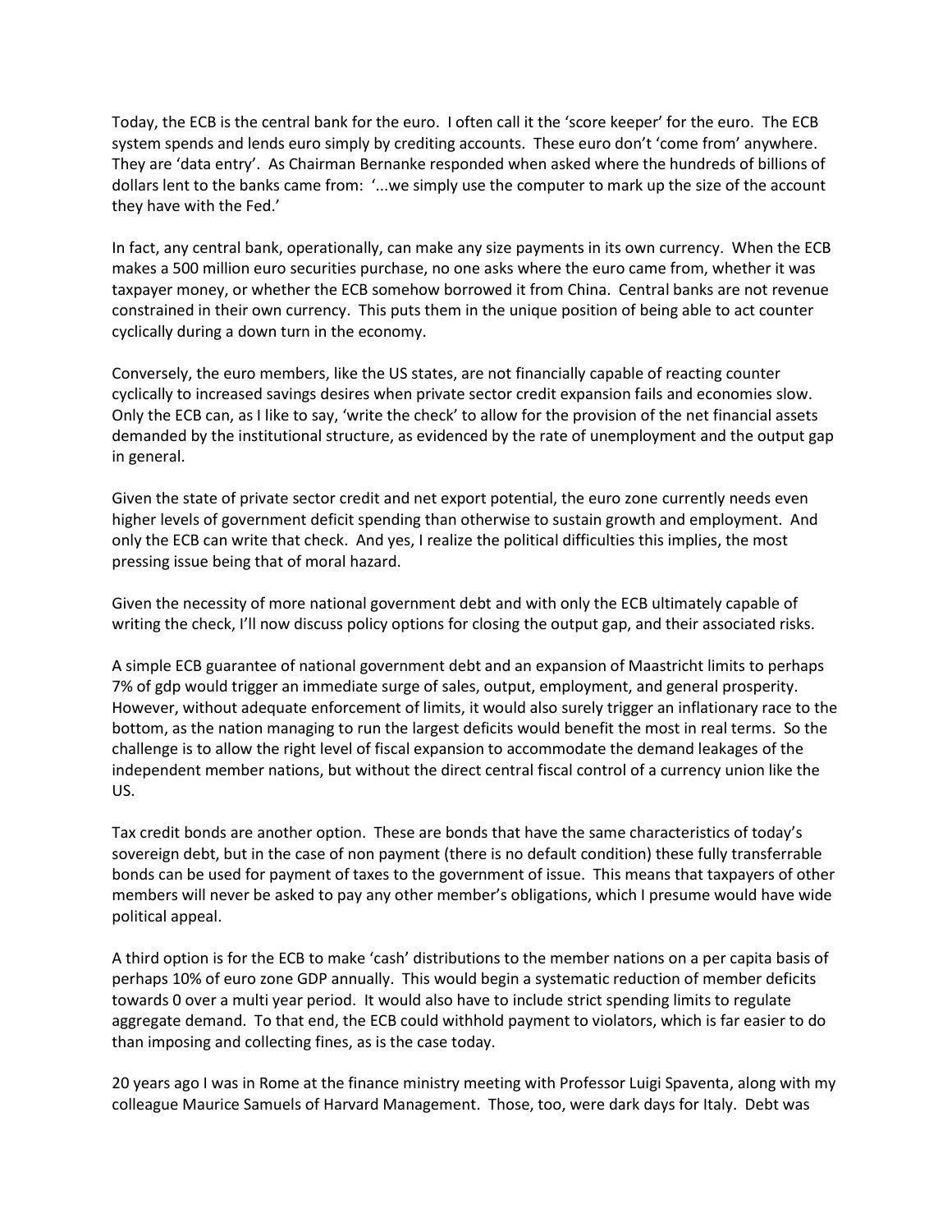Today, the ECB is the central bank for the euro. I often call it the 'score keeper' for the euro. The ECB system spends and lends euro simply by crediting accounts. These euro don't 'come from' anywhere. They are 'data entry'. As Chairman Bernanke responded when asked where the hundreds of billions of dollars lent to the banks came from: '...we simply use the computer to mark up the size of the account they have with the Fed.'

In fact, any central bank, operationally, can make any size payments in its own currency. When the ECB makes a 500 million euro securities purchase, no one asks where the euro came from, whether it was taxpayer money, or whether the ECB somehow borrowed it from China. Central banks are not revenue constrained in their own currency. This puts them in the unique position of being able to act counter cyclically during a down turn in the economy.

Conversely, the euro members, like the US states, are not financially capable of reacting counter cyclically to increased savings desires when private sector credit expansion fails and economies slow. Only the ECB can, as I like to say, 'write the check' to allow for the provision of the net financial assets demanded by the institutional structure, as evidenced by the rate of unemployment and the output gap in general.

Given the state of private sector credit and net export potential, the euro zone currently needs even higher levels of government deficit spending than otherwise to sustain growth and employment. And only the ECB can write that check. And yes, I realize the political difficulties this implies, the most pressing issue being that of moral hazard.

Given the necessity of more national government debt and with only the ECB ultimately capable of writing the check, I'll now discuss policy options for closing the output gap, and their associated risks.

A simple ECB guarantee of national government debt and an expansion of Maastricht limits to perhaps 7% of gdp would trigger an immediate surge of sales, output, employment, and general prosperity. However, without adequate enforcement of limits, it would also surely trigger an inflationary race to the bottom, as the nation managing to run the largest deficits would benefit the most in real terms. So the challenge is to allow the right level of fiscal expansion to accommodate the demand leakages of the independent member nations, but without the direct central fiscal control of a currency union like the US.

Tax credit bonds are another option. These are bonds that have the same characteristics of today's sovereign debt, but in the case of non payment (there is no default condition) these fully transferrable bonds can be used for payment of taxes to the government of issue. This means that taxpayers of other members will never be asked to pay any other member's obligations, which I presume would have wide political appeal.

A third option is for the ECB to make 'cash' distributions to the member nations on a per capita basis of perhaps 10% of euro zone GDP annually. This would begin a systematic reduction of member deficits towards 0 over a multi year period. It would also have to include strict spending limits to regulate aggregate demand. To that end, the ECB could withhold payment to violators, which is far easier to do than imposing and collecting fines, as is the case today.

20 years ago I was in Rome at the finance ministry meeting with Professor Luigi Spaventa, along with my colleague Maurice Samuels of Harvard Management. Those, too, were dark days for Italy. Debt was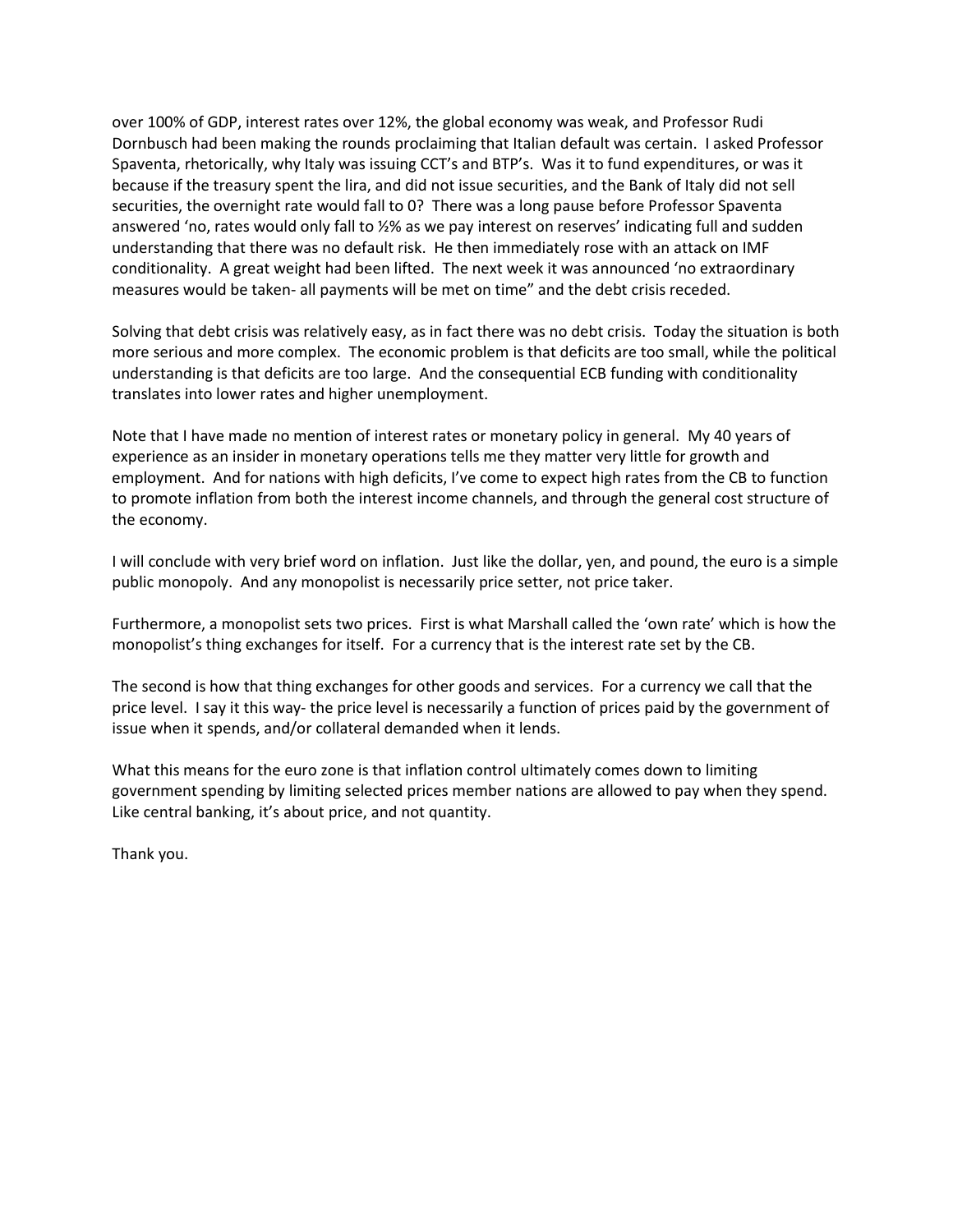over 100% of GDP, interest rates over 12%, the global economy was weak, and Professor Rudi Dornbusch had been making the rounds proclaiming that Italian default was certain. I asked Professor Spaventa, rhetorically, why Italy was issuing CCT's and BTP's. Was it to fund expenditures, or was it because if the treasury spent the lira, and did not issue securities, and the Bank of Italy did not sell securities, the overnight rate would fall to 0? There was a long pause before Professor Spaventa answered 'no, rates would only fall to ½% as we pay interest on reserves' indicating full and sudden understanding that there was no default risk. He then immediately rose with an attack on IMF conditionality. A great weight had been lifted. The next week it was announced 'no extraordinary measures would be taken- all payments will be met on time" and the debt crisis receded.

Solving that debt crisis was relatively easy, as in fact there was no debt crisis. Today the situation is both more serious and more complex. The economic problem is that deficits are too small, while the political understanding is that deficits are too large. And the consequential ECB funding with conditionality translates into lower rates and higher unemployment.

Note that I have made no mention of interest rates or monetary policy in general. My 40 years of experience as an insider in monetary operations tells me they matter very little for growth and employment. And for nations with high deficits, I've come to expect high rates from the CB to function to promote inflation from both the interest income channels, and through the general cost structure of the economy.

I will conclude with very brief word on inflation. Just like the dollar, yen, and pound, the euro is a simple public monopoly. And any monopolist is necessarily price setter, not price taker.

Furthermore, a monopolist sets two prices. First is what Marshall called the 'own rate' which is how the monopolist's thing exchanges for itself. For a currency that is the interest rate set by the CB.

The second is how that thing exchanges for other goods and services. For a currency we call that the price level. I say it this way- the price level is necessarily a function of prices paid by the government of issue when it spends, and/or collateral demanded when it lends.

What this means for the euro zone is that inflation control ultimately comes down to limiting government spending by limiting selected prices member nations are allowed to pay when they spend. Like central banking, it's about price, and not quantity.

Thank you.